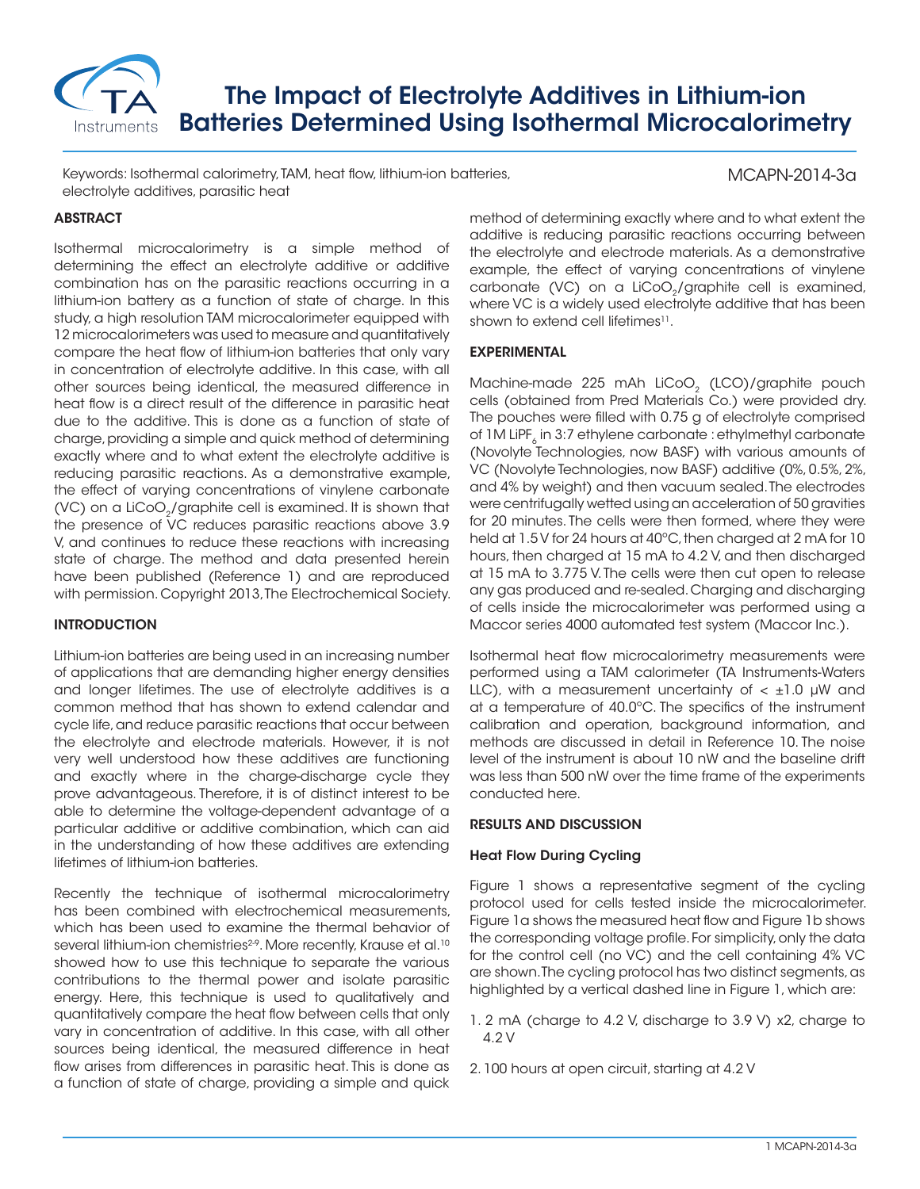# The Impact of Electrolyte Additives in Lithium-ion Batteries Determined Using Isothermal Microcalorimetry

Keywords: Isothermal calorimetry, TAM, heat flow, lithium-ion batteries, electrolyte additives, parasitic heat

MCAPN-2014-3a

## ABSTRACT

Isothermal microcalorimetry is a simple method of determining the effect an electrolyte additive or additive combination has on the parasitic reactions occurring in a lithium-ion battery as a function of state of charge. In this study, a high resolution TAM microcalorimeter equipped with 12 microcalorimeters was used to measure and quantitatively compare the heat flow of lithium-ion batteries that only vary in concentration of electrolyte additive. In this case, with all other sources being identical, the measured difference in heat flow is a direct result of the difference in parasitic heat due to the additive. This is done as a function of state of charge, providing a simple and quick method of determining exactly where and to what extent the electrolyte additive is reducing parasitic reactions. As a demonstrative example, the effect of varying concentrations of vinylene carbonate (VC) on a $LiCoO_2$/graphite cell is examined. It is shown that the presence of VC reduces parasitic reactions above 3.9 V, and continues to reduce these reactions with increasing state of charge. The method and data presented herein have been published (Reference 1) and are reproduced with permission. Copyright 2013, The Electrochemical Society.

## INTRODUCTION

Lithium-ion batteries are being used in an increasing number of applications that are demanding higher energy densities and longer lifetimes. The use of electrolyte additives is a common method that has shown to extend calendar and cycle life, and reduce parasitic reactions that occur between the electrolyte and electrode materials. However, it is not very well understood how these additives are functioning and exactly where in the charge-discharge cycle they prove advantageous. Therefore, it is of distinct interest to be able to determine the voltage-dependent advantage of a particular additive or additive combination, which can aid in the understanding of how these additives are extending lifetimes of lithium-ion batteries.

Recently the technique of isothermal microcalorimetry has been combined with electrochemical measurements, which has been used to examine the thermal behavior of several lithium-ion chemistries[2-9]. More recently, Krause et al.[10] showed how to use this technique to separate the various contributions to the thermal power and isolate parasitic energy. Here, this technique is used to qualitatively and quantitatively compare the heat flow between cells that only vary in concentration of additive. In this case, with all other sources being identical, the measured difference in heat flow arises from differences in parasitic heat. This is done as a function of state of charge, providing a simple and quick method of determining exactly where and to what extent the additive is reducing parasitic reactions occurring between the electrolyte and electrode materials. As a demonstrative example, the effect of varying concentrations of vinylene carbonate (VC) on a $LiCoO_2$/graphite cell is examined, where VC is a widely used electrolyte additive that has been shown to extend cell lifetimes[11].

## EXPERIMENTAL

Machine-made 225 mAh $LiCoO_2$ (LCO)/graphite pouch cells (obtained from Pred Materials Co.) were provided dry. The pouches were filled with 0.75 g of electrolyte comprised of 1M $LiPF_6$ in 3:7 ethylene carbonate : ethylmethyl carbonate (Novolyte Technologies, now BASF) with various amounts of VC (Novolyte Technologies, now BASF) additive (0%, 0.5%, 2%, and 4% by weight) and then vacuum sealed. The electrodes were centrifugally wetted using an acceleration of 50 gravities for 20 minutes. The cells were then formed, where they were held at 1.5 V for 24 hours at 40°C, then charged at 2 mA for 10 hours, then charged at 15 mA to 4.2 V, and then discharged at 15 mA to 3.775 V. The cells were then cut open to release any gas produced and re-sealed. Charging and discharging of cells inside the microcalorimeter was performed using a Maccor series 4000 automated test system (Maccor Inc.).

Isothermal heat flow microcalorimetry measurements were performed using a TAM calorimeter (TA Instruments-Waters LLC), with a measurement uncertainty of < ±1.0 μW and at a temperature of 40.0°C. The specifics of the instrument calibration and operation, background information, and methods are discussed in detail in Reference 10. The noise level of the instrument is about 10 nW and the baseline drift was less than 500 nW over the time frame of the experiments conducted here.

## RESULTS AND DISCUSSION

### Heat Flow During Cycling

Figure 1 shows a representative segment of the cycling protocol used for cells tested inside the microcalorimeter. Figure 1a shows the measured heat flow and Figure 1b shows the corresponding voltage profile. For simplicity, only the data for the control cell (no VC) and the cell containing 4% VC are shown. The cycling protocol has two distinct segments, as highlighted by a vertical dashed line in Figure 1, which are:

1. 2 mA (charge to 4.2 V, discharge to 3.9 V) x2, charge to 4.2 V
2. 100 hours at open circuit, starting at 4.2 V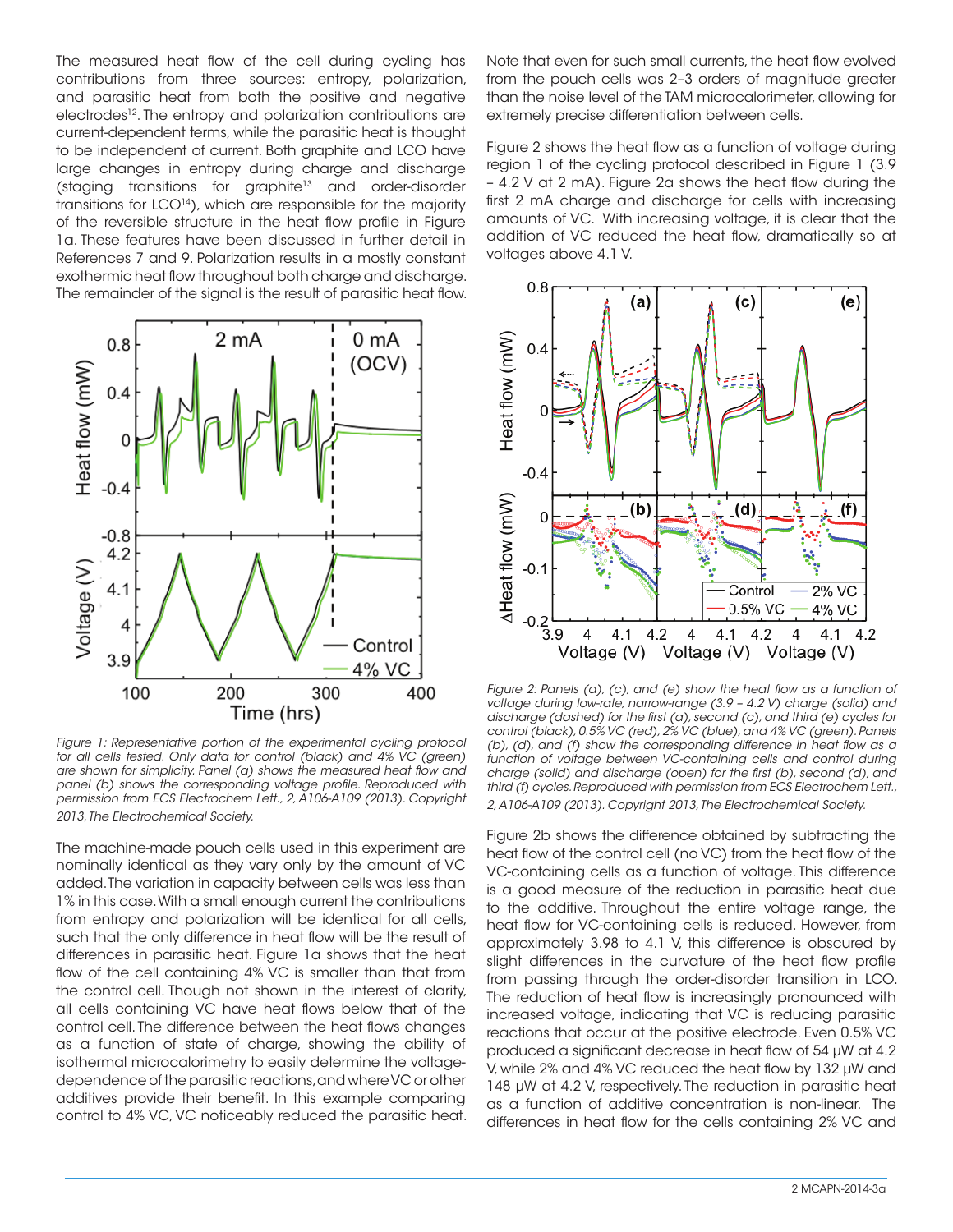The measured heat flow of the cell during cycling has contributions from three sources: entropy, polarization, and parasitic heat from both the positive and negative electrodes[12]. The entropy and polarization contributions are current-dependent terms, while the parasitic heat is thought to be independent of current. Both graphite and LCO have large changes in entropy during charge and discharge (staging transitions for graphite[13] and order-disorder transitions for LCO[14]), which are responsible for the majority of the reversible structure in the heat flow profile in Figure 1a. These features have been discussed in further detail in References 7 and 9. Polarization results in a mostly constant exothermic heat flow throughout both charge and discharge. The remainder of the signal is the result of parasitic heat flow.

*Figure 1: Representative portion of the experimental cycling protocol for all cells tested. Only data for control (black) and 4% VC (green) are shown for simplicity. Panel (a) shows the measured heat flow and panel (b) shows the corresponding voltage profile. Reproduced with permission from ECS Electrochem Lett., 2, A106-A109 (2013). Copyright 2013, The Electrochemical Society.*

The machine-made pouch cells used in this experiment are nominally identical as they vary only by the amount of VC added. The variation in capacity between cells was less than 1% in this case. With a small enough current the contributions from entropy and polarization will be identical for all cells, such that the only difference in heat flow will be the result of differences in parasitic heat. Figure 1a shows that the heat flow of the cell containing 4% VC is smaller than that from the control cell. Though not shown in the interest of clarity, all cells containing VC have heat flows below that of the control cell. The difference between the heat flows changes as a function of state of charge, showing the ability of isothermal microcalorimetry to easily determine the voltage-dependence of the parasitic reactions, and where VC or other additives provide their benefit. In this example comparing control to 4% VC, VC noticeably reduced the parasitic heat.

Note that even for such small currents, the heat flow evolved from the pouch cells was 2–3 orders of magnitude greater than the noise level of the TAM microcalorimeter, allowing for extremely precise differentiation between cells.

Figure 2 shows the heat flow as a function of voltage during region 1 of the cycling protocol described in Figure 1 (3.9 – 4.2 V at 2 mA). Figure 2a shows the heat flow during the first 2 mA charge and discharge for cells with increasing amounts of VC. With increasing voltage, it is clear that the addition of VC reduced the heat flow, dramatically so at voltages above 4.1 V.

*Figure 2: Panels (a), (c), and (e) show the heat flow as a function of voltage during low-rate, narrow-range (3.9 – 4.2 V) charge (solid) and discharge (dashed) for the first (a), second (c), and third (e) cycles for control (black), 0.5% VC (red), 2% VC (blue), and 4% VC (green). Panels (b), (d), and (f) show the corresponding difference in heat flow as a function of voltage between VC-containing cells and control during charge (solid) and discharge (open) for the first (b), second (d), and third (f) cycles. Reproduced with permission from ECS Electrochem Lett., 2, A106-A109 (2013). Copyright 2013, The Electrochemical Society.*

Figure 2b shows the difference obtained by subtracting the heat flow of the control cell (no VC) from the heat flow of the VC-containing cells as a function of voltage. This difference is a good measure of the reduction in parasitic heat due to the additive. Throughout the entire voltage range, the heat flow for VC-containing cells is reduced. However, from approximately 3.98 to 4.1 V, this difference is obscured by slight differences in the curvature of the heat flow profile from passing through the order-disorder transition in LCO. The reduction of heat flow is increasingly pronounced with increased voltage, indicating that VC is reducing parasitic reactions that occur at the positive electrode. Even 0.5% VC produced a significant decrease in heat flow of 54 μW at 4.2 V, while 2% and 4% VC reduced the heat flow by 132 μW and 148 μW at 4.2 V, respectively. The reduction in parasitic heat as a function of additive concentration is non-linear. The differences in heat flow for the cells containing 2% VC and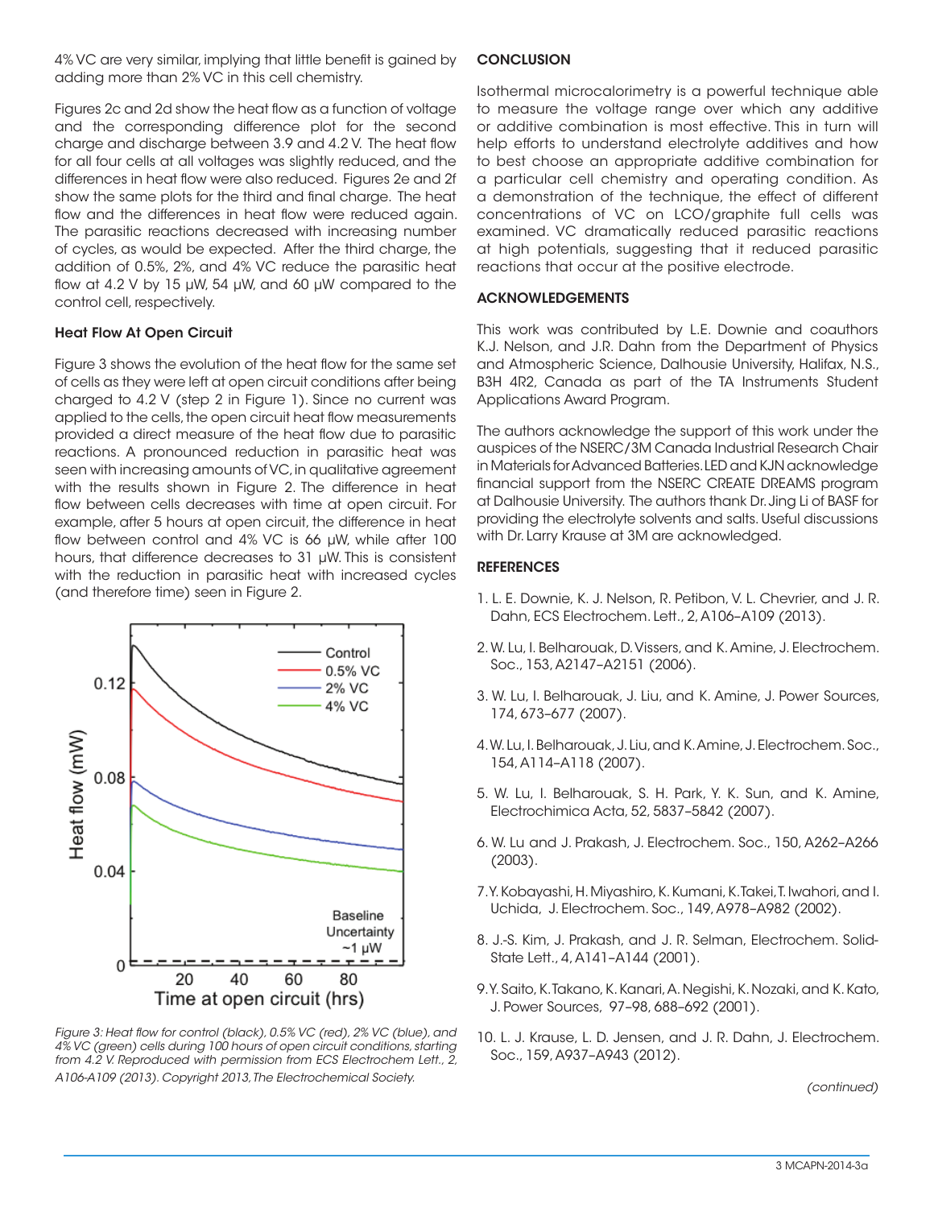4% VC are very similar, implying that little benefit is gained by adding more than 2% VC in this cell chemistry.

Figures 2c and 2d show the heat flow as a function of voltage and the corresponding difference plot for the second charge and discharge between 3.9 and 4.2 V. The heat flow for all four cells at all voltages was slightly reduced, and the differences in heat flow were also reduced. Figures 2e and 2f show the same plots for the third and final charge. The heat flow and the differences in heat flow were reduced again. The parasitic reactions decreased with increasing number of cycles, as would be expected. After the third charge, the addition of 0.5%, 2%, and 4% VC reduce the parasitic heat flow at 4.2 V by 15 μW, 54 μW, and 60 μW compared to the control cell, respectively.

### Heat Flow At Open Circuit

Figure 3 shows the evolution of the heat flow for the same set of cells as they were left at open circuit conditions after being charged to 4.2 V (step 2 in Figure 1). Since no current was applied to the cells, the open circuit heat flow measurements provided a direct measure of the heat flow due to parasitic reactions. A pronounced reduction in parasitic heat was seen with increasing amounts of VC, in qualitative agreement with the results shown in Figure 2. The difference in heat flow between cells decreases with time at open circuit. For example, after 5 hours at open circuit, the difference in heat flow between control and 4% VC is 66 μW, while after 100 hours, that difference decreases to 31 μW. This is consistent with the reduction in parasitic heat with increased cycles (and therefore time) seen in Figure 2.

*Figure 3: Heat flow for control (black), 0.5% VC (red), 2% VC (blue), and 4% VC (green) cells during 100 hours of open circuit conditions, starting from 4.2 V. Reproduced with permission from ECS Electrochem Lett., 2, A106-A109 (2013). Copyright 2013, The Electrochemical Society.*

### CONCLUSION

Isothermal microcalorimetry is a powerful technique able to measure the voltage range over which any additive or additive combination is most effective. This in turn will help efforts to understand electrolyte additives and how to best choose an appropriate additive combination for a particular cell chemistry and operating condition. As a demonstration of the technique, the effect of different concentrations of VC on LCO/graphite full cells was examined. VC dramatically reduced parasitic reactions at high potentials, suggesting that it reduced parasitic reactions that occur at the positive electrode.

### ACKNOWLEDGEMENTS

This work was contributed by L.E. Downie and coauthors K.J. Nelson, and J.R. Dahn from the Department of Physics and Atmospheric Science, Dalhousie University, Halifax, N.S., B3H 4R2, Canada as part of the TA Instruments Student Applications Award Program.

The authors acknowledge the support of this work under the auspices of the NSERC/3M Canada Industrial Research Chair in Materials for Advanced Batteries. LED and KJN acknowledge financial support from the NSERC CREATE DREAMS program at Dalhousie University. The authors thank Dr. Jing Li of BASF for providing the electrolyte solvents and salts. Useful discussions with Dr. Larry Krause at 3M are acknowledged.

### REFERENCES

1. L. E. Downie, K. J. Nelson, R. Petibon, V. L. Chevrier, and J. R. Dahn, ECS Electrochem. Lett., 2, A106–A109 (2013).
2. W. Lu, I. Belharouak, D. Vissers, and K. Amine, J. Electrochem. Soc., 153, A2147–A2151 (2006).
3. W. Lu, I. Belharouak, J. Liu, and K. Amine, J. Power Sources, 174, 673–677 (2007).
4. W. Lu, I. Belharouak, J. Liu, and K. Amine, J. Electrochem. Soc., 154, A114–A118 (2007).
5. W. Lu, I. Belharouak, S. H. Park, Y. K. Sun, and K. Amine, Electrochimica Acta, 52, 5837–5842 (2007).
6. W. Lu and J. Prakash, J. Electrochem. Soc., 150, A262–A266 (2003).
7. Y. Kobayashi, H. Miyashiro, K. Kumani, K. Takei, T. Iwahori, and I. Uchida, J. Electrochem. Soc., 149, A978–A982 (2002).
8. J.-S. Kim, J. Prakash, and J. R. Selman, Electrochem. Solid-State Lett., 4, A141–A144 (2001).
9. Y. Saito, K. Takano, K. Kanari, A. Negishi, K. Nozaki, and K. Kato, J. Power Sources, 97–98, 688–692 (2001).
10. L. J. Krause, L. D. Jensen, and J. R. Dahn, J. Electrochem. Soc., 159, A937–A943 (2012).

*(continued)*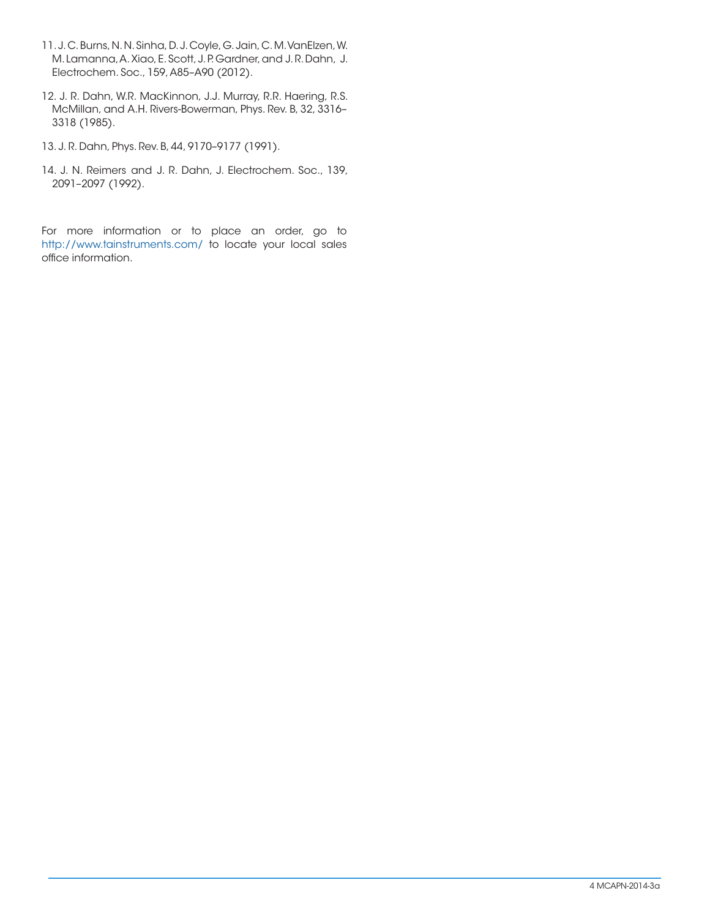11. J. C. Burns, N. N. Sinha, D. J. Coyle, G. Jain, C. M. VanElzen, W. M. Lamanna, A. Xiao, E. Scott, J. P. Gardner, and J. R. Dahn, J. Electrochem. Soc., 159, A85–A90 (2012).

12. J. R. Dahn, W.R. MacKinnon, J.J. Murray, R.R. Haering, R.S. McMillan, and A.H. Rivers-Bowerman, Phys. Rev. B, 32, 3316–3318 (1985).

13. J. R. Dahn, Phys. Rev. B, 44, 9170–9177 (1991).

14. J. N. Reimers and J. R. Dahn, J. Electrochem. Soc., 139, 2091–2097 (1992).

For more information or to place an order, go to http://www.tainstruments.com/ to locate your local sales office information.